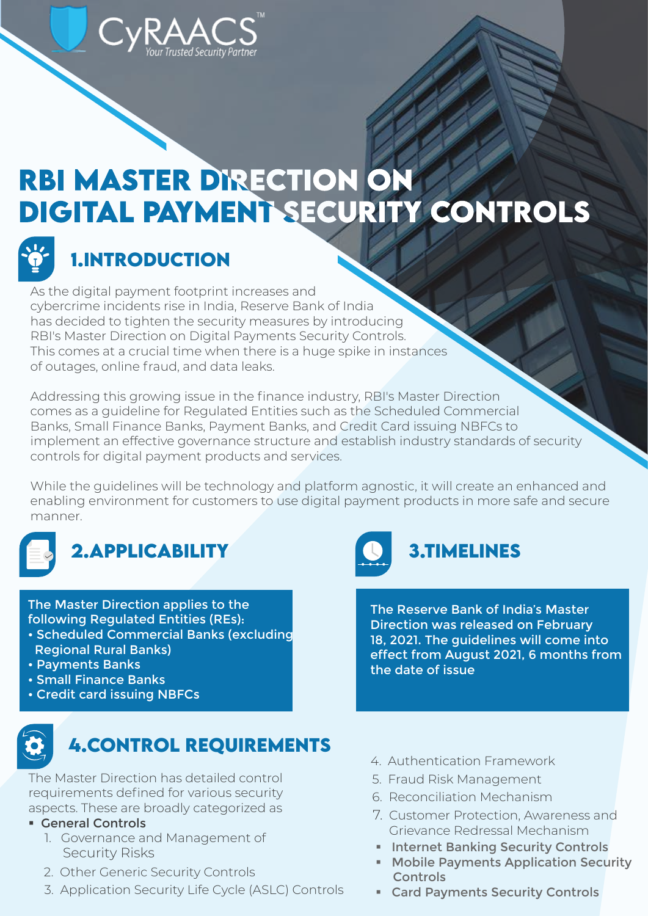CyRAACS™
*Your Trusted Security Partner*

# RBI MASTER DIRECTION ON DIGITAL PAYMENT SECURITY CONTROLS

## 1.INTRODUCTION

As the digital payment footprint increases and cybercrime incidents rise in India, Reserve Bank of India has decided to tighten the security measures by introducing RBI's Master Direction on Digital Payments Security Controls. This comes at a crucial time when there is a huge spike in instances of outages, online fraud, and data leaks.

Addressing this growing issue in the finance industry, RBI's Master Direction comes as a guideline for Regulated Entities such as the Scheduled Commercial Banks, Small Finance Banks, Payment Banks, and Credit Card issuing NBFCs to implement an effective governance structure and establish industry standards of security controls for digital payment products and services.

While the guidelines will be technology and platform agnostic, it will create an enhanced and enabling environment for customers to use digital payment products in more safe and secure manner.

## 2.APPLICABILITY

The Master Direction applies to the following Regulated Entities (REs):

- Scheduled Commercial Banks (excluding Regional Rural Banks)
- Payments Banks
- Small Finance Banks
- Credit card issuing NBFCs

## 3.TIMELINES

The Reserve Bank of India's Master Direction was released on February 18, 2021. The guidelines will come into effect from August 2021, 6 months from the date of issue

## 4.CONTROL REQUIREMENTS

The Master Direction has detailed control requirements defined for various security aspects. These are broadly categorized as

- **General Controls**
  1. Governance and Management of Security Risks
  2. Other Generic Security Controls
  3. Application Security Life Cycle (ASLC) Controls
  4. Authentication Framework
  5. Fraud Risk Management
  6. Reconciliation Mechanism
  7. Customer Protection, Awareness and Grievance Redressal Mechanism
- **Internet Banking Security Controls**
- **Mobile Payments Application Security Controls**
- **Card Payments Security Controls**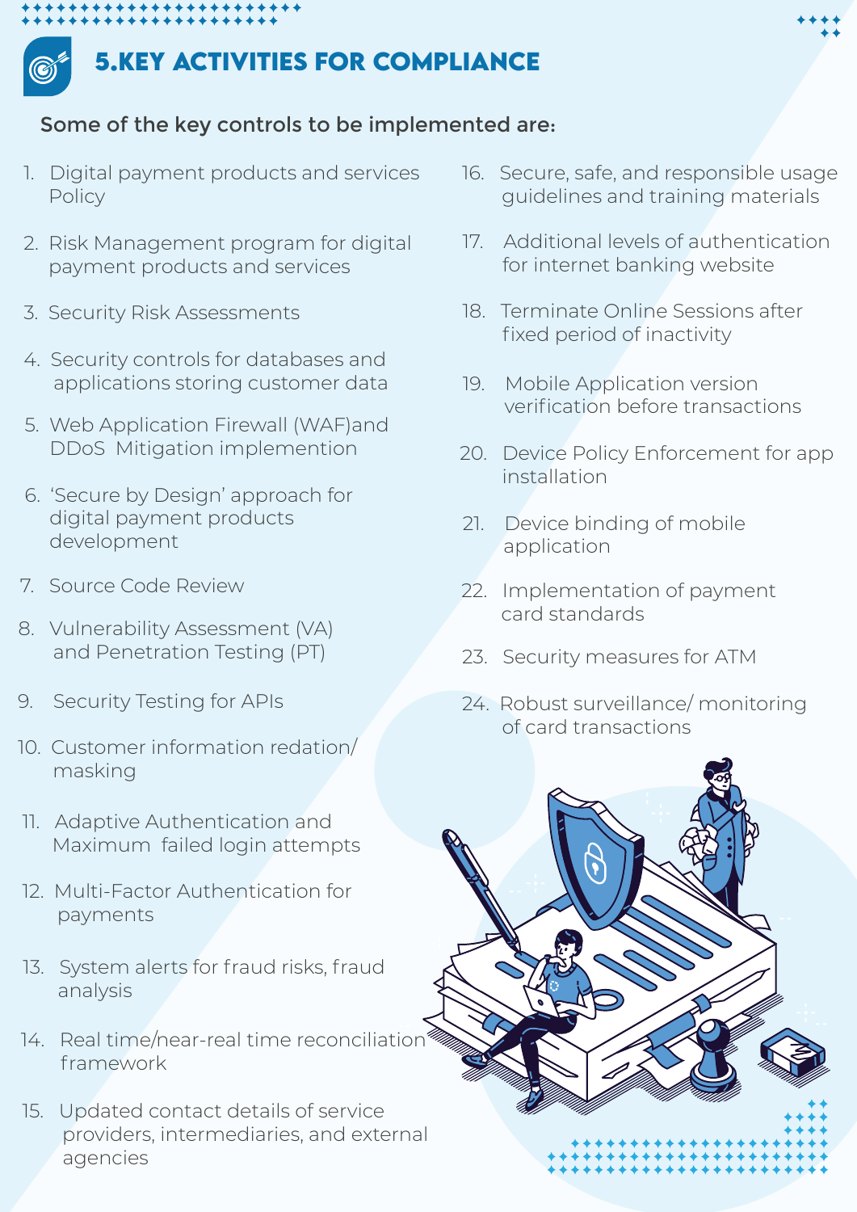## 5.KEY ACTIVITIES FOR COMPLIANCE

Some of the key controls to be implemented are:

1. Digital payment products and services Policy
2. Risk Management program for digital payment products and services
3. Security Risk Assessments
4. Security controls for databases and applications storing customer data
5. Web Application Firewall (WAF)and DDoS Mitigation implemention
6. 'Secure by Design' approach for digital payment products development
7. Source Code Review
8. Vulnerability Assessment (VA) and Penetration Testing (PT)
9. Security Testing for APIs
10. Customer information redation/ masking
11. Adaptive Authentication and Maximum failed login attempts
12. Multi-Factor Authentication for payments
13. System alerts for fraud risks, fraud analysis
14. Real time/near-real time reconciliation framework
15. Updated contact details of service providers, intermediaries, and external agencies
16. Secure, safe, and responsible usage guidelines and training materials
17. Additional levels of authentication for internet banking website
18. Terminate Online Sessions after fixed period of inactivity
19. Mobile Application version verification before transactions
20. Device Policy Enforcement for app installation
21. Device binding of mobile application
22. Implementation of payment card standards
23. Security measures for ATM
24. Robust surveillance/ monitoring of card transactions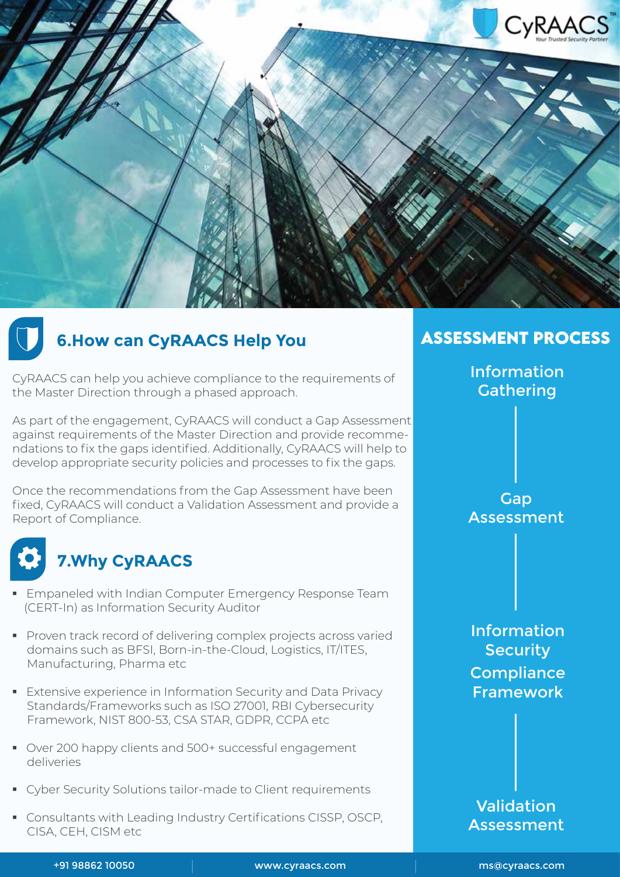## 6.How can CyRAACS Help You

CyRAACS can help you achieve compliance to the requirements of the Master Direction through a phased approach.

As part of the engagement, CyRAACS will conduct a Gap Assessment against requirements of the Master Direction and provide recommendations to fix the gaps identified. Additionally, CyRAACS will help to develop appropriate security policies and processes to fix the gaps.

Once the recommendations from the Gap Assessment have been fixed, CyRAACS will conduct a Validation Assessment and provide a Report of Compliance.

## 7.Why CyRAACS

- Empaneled with Indian Computer Emergency Response Team (CERT-In) as Information Security Auditor
- Proven track record of delivering complex projects across varied domains such as BFSI, Born-in-the-Cloud, Logistics, IT/ITES, Manufacturing, Pharma etc
- Extensive experience in Information Security and Data Privacy Standards/Frameworks such as ISO 27001, RBI Cybersecurity Framework, NIST 800-53, CSA STAR, GDPR, CCPA etc
- Over 200 happy clients and 500+ successful engagement deliveries
- Cyber Security Solutions tailor-made to Client requirements
- Consultants with Leading Industry Certifications CISSP, OSCP, CISA, CEH, CISM etc

## ASSESSMENT PROCESS

Information Gathering

Gap Assessment

Information Security Compliance Framework

Validation Assessment

+91 98862 10050 | www.cyraacs.com | ms@cyraacs.com